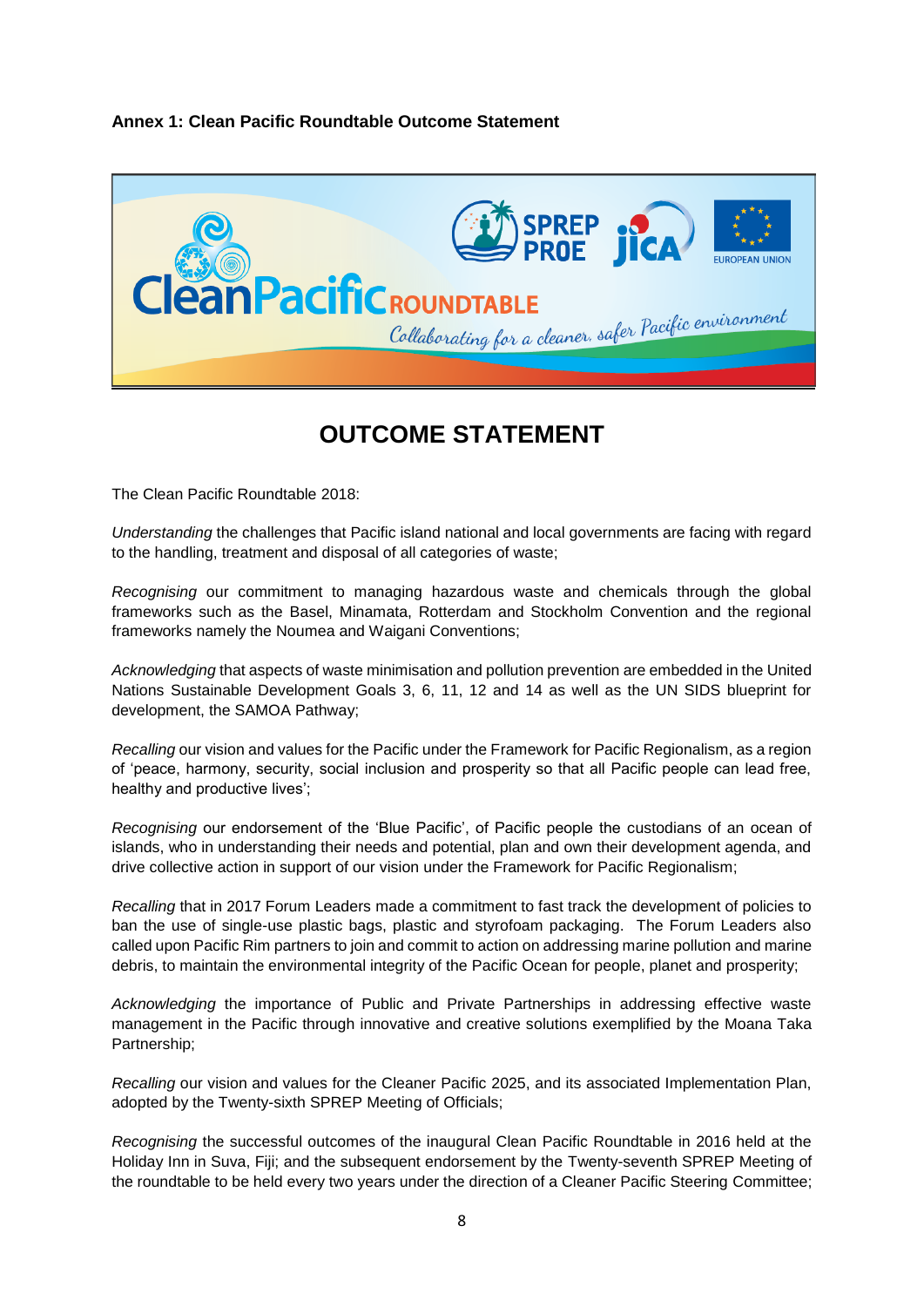**Annex 1: Clean Pacific Roundtable Outcome Statement**

# OUTCOME STATEMENT

The Clean Pacific Roundtable 2018:

*Understanding* the challenges that Pacific island national and local governments are facing with regard to the handling, treatment and disposal of all categories of waste;

*Recognising* our commitment to managing hazardous waste and chemicals through the global frameworks such as the Basel, Minamata, Rotterdam and Stockholm Convention and the regional frameworks namely the Noumea and Waigani Conventions;

*Acknowledging* that aspects of waste minimisation and pollution prevention are embedded in the United Nations Sustainable Development Goals 3, 6, 11, 12 and 14 as well as the UN SIDS blueprint for development, the SAMOA Pathway;

*Recalling* our vision and values for the Pacific under the Framework for Pacific Regionalism, as a region of 'peace, harmony, security, social inclusion and prosperity so that all Pacific people can lead free, healthy and productive lives';

*Recognising* our endorsement of the 'Blue Pacific', of Pacific people the custodians of an ocean of islands, who in understanding their needs and potential, plan and own their development agenda, and drive collective action in support of our vision under the Framework for Pacific Regionalism;

*Recalling* that in 2017 Forum Leaders made a commitment to fast track the development of policies to ban the use of single-use plastic bags, plastic and styrofoam packaging. The Forum Leaders also called upon Pacific Rim partners to join and commit to action on addressing marine pollution and marine debris, to maintain the environmental integrity of the Pacific Ocean for people, planet and prosperity;

*Acknowledging* the importance of Public and Private Partnerships in addressing effective waste management in the Pacific through innovative and creative solutions exemplified by the Moana Taka Partnership;

*Recalling* our vision and values for the Cleaner Pacific 2025, and its associated Implementation Plan, adopted by the Twenty-sixth SPREP Meeting of Officials;

*Recognising* the successful outcomes of the inaugural Clean Pacific Roundtable in 2016 held at the Holiday Inn in Suva, Fiji; and the subsequent endorsement by the Twenty-seventh SPREP Meeting of the roundtable to be held every two years under the direction of a Cleaner Pacific Steering Committee;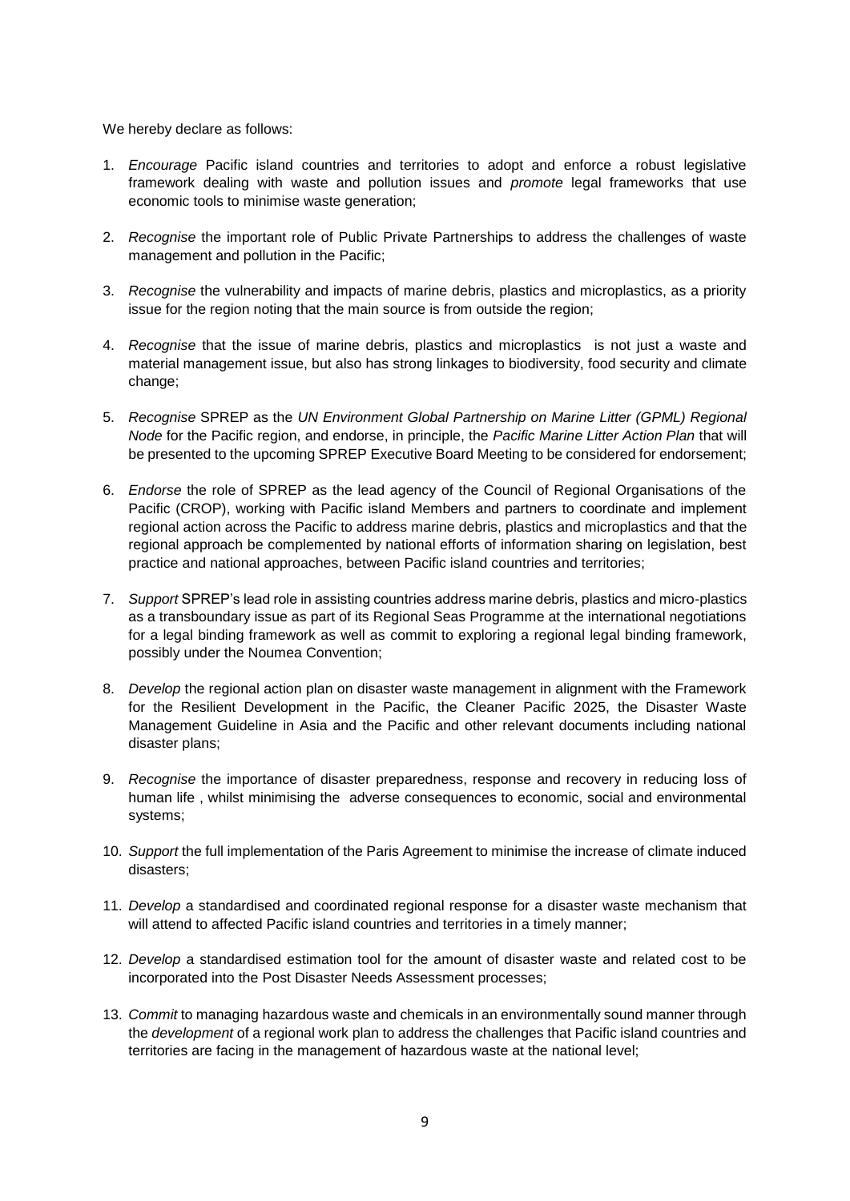We hereby declare as follows:

1. *Encourage* Pacific island countries and territories to adopt and enforce a robust legislative framework dealing with waste and pollution issues and *promote* legal frameworks that use economic tools to minimise waste generation;

2. *Recognise* the important role of Public Private Partnerships to address the challenges of waste management and pollution in the Pacific;

3. *Recognise* the vulnerability and impacts of marine debris, plastics and microplastics, as a priority issue for the region noting that the main source is from outside the region;

4. *Recognise* that the issue of marine debris, plastics and microplastics is not just a waste and material management issue, but also has strong linkages to biodiversity, food security and climate change;

5. *Recognise* SPREP as the *UN Environment Global Partnership on Marine Litter (GPML) Regional Node* for the Pacific region, and endorse, in principle, the *Pacific Marine Litter Action Plan* that will be presented to the upcoming SPREP Executive Board Meeting to be considered for endorsement;

6. *Endorse* the role of SPREP as the lead agency of the Council of Regional Organisations of the Pacific (CROP), working with Pacific island Members and partners to coordinate and implement regional action across the Pacific to address marine debris, plastics and microplastics and that the regional approach be complemented by national efforts of information sharing on legislation, best practice and national approaches, between Pacific island countries and territories;

7. *Support* SPREP's lead role in assisting countries address marine debris, plastics and micro-plastics as a transboundary issue as part of its Regional Seas Programme at the international negotiations for a legal binding framework as well as commit to exploring a regional legal binding framework, possibly under the Noumea Convention;

8. *Develop* the regional action plan on disaster waste management in alignment with the Framework for the Resilient Development in the Pacific, the Cleaner Pacific 2025, the Disaster Waste Management Guideline in Asia and the Pacific and other relevant documents including national disaster plans;

9. *Recognise* the importance of disaster preparedness, response and recovery in reducing loss of human life , whilst minimising the adverse consequences to economic, social and environmental systems;

10. *Support* the full implementation of the Paris Agreement to minimise the increase of climate induced disasters;

11. *Develop* a standardised and coordinated regional response for a disaster waste mechanism that will attend to affected Pacific island countries and territories in a timely manner;

12. *Develop* a standardised estimation tool for the amount of disaster waste and related cost to be incorporated into the Post Disaster Needs Assessment processes;

13. *Commit* to managing hazardous waste and chemicals in an environmentally sound manner through the *development* of a regional work plan to address the challenges that Pacific island countries and territories are facing in the management of hazardous waste at the national level;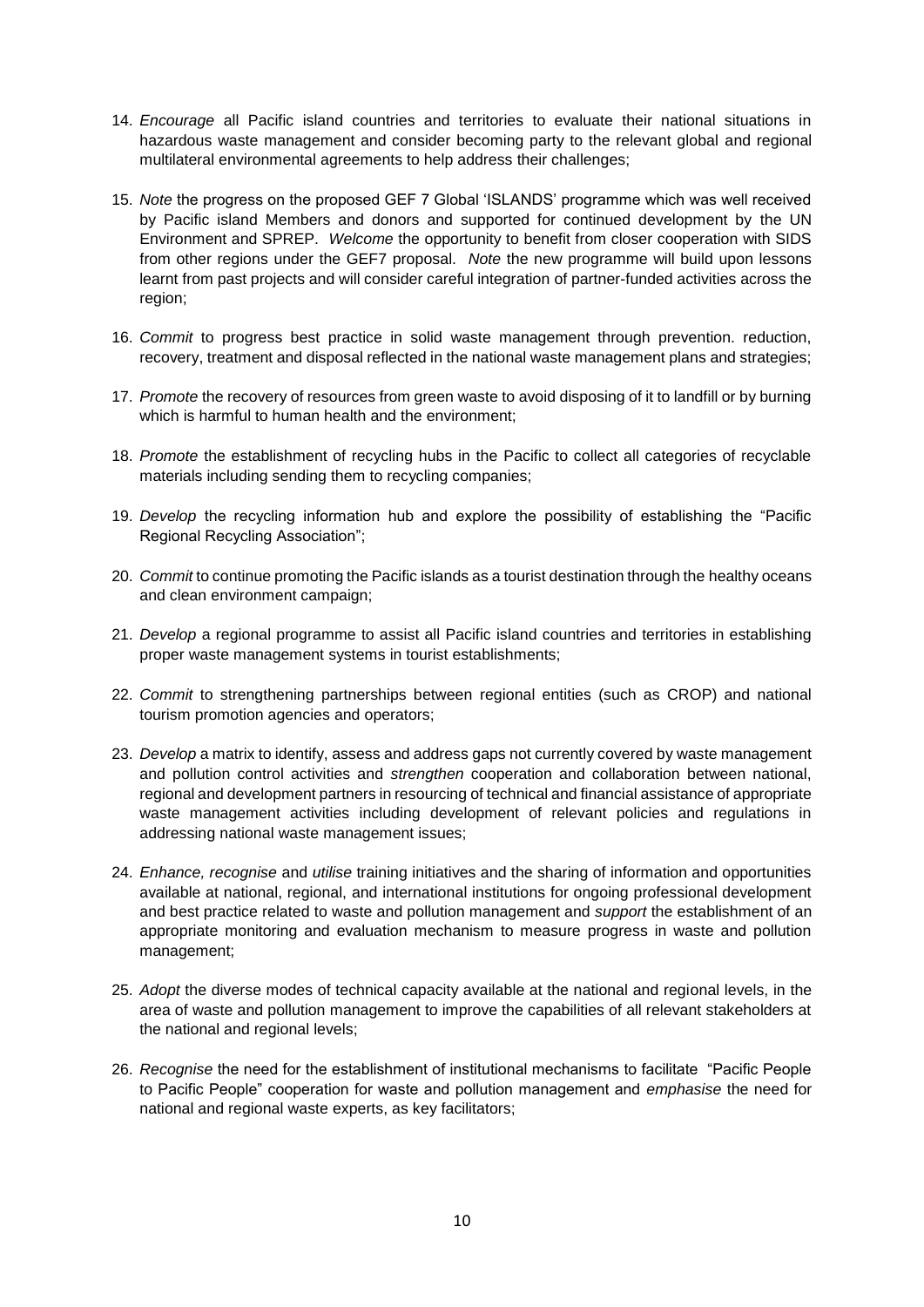14. *Encourage* all Pacific island countries and territories to evaluate their national situations in hazardous waste management and consider becoming party to the relevant global and regional multilateral environmental agreements to help address their challenges;

15. *Note* the progress on the proposed GEF 7 Global 'ISLANDS' programme which was well received by Pacific island Members and donors and supported for continued development by the UN Environment and SPREP. *Welcome* the opportunity to benefit from closer cooperation with SIDS from other regions under the GEF7 proposal. *Note* the new programme will build upon lessons learnt from past projects and will consider careful integration of partner-funded activities across the region;

16. *Commit* to progress best practice in solid waste management through prevention. reduction, recovery, treatment and disposal reflected in the national waste management plans and strategies;

17. *Promote* the recovery of resources from green waste to avoid disposing of it to landfill or by burning which is harmful to human health and the environment;

18. *Promote* the establishment of recycling hubs in the Pacific to collect all categories of recyclable materials including sending them to recycling companies;

19. *Develop* the recycling information hub and explore the possibility of establishing the "Pacific Regional Recycling Association";

20. *Commit* to continue promoting the Pacific islands as a tourist destination through the healthy oceans and clean environment campaign;

21. *Develop* a regional programme to assist all Pacific island countries and territories in establishing proper waste management systems in tourist establishments;

22. *Commit* to strengthening partnerships between regional entities (such as CROP) and national tourism promotion agencies and operators;

23. *Develop* a matrix to identify, assess and address gaps not currently covered by waste management and pollution control activities and *strengthen* cooperation and collaboration between national, regional and development partners in resourcing of technical and financial assistance of appropriate waste management activities including development of relevant policies and regulations in addressing national waste management issues;

24. *Enhance, recognise* and *utilise* training initiatives and the sharing of information and opportunities available at national, regional, and international institutions for ongoing professional development and best practice related to waste and pollution management and *support* the establishment of an appropriate monitoring and evaluation mechanism to measure progress in waste and pollution management;

25. *Adopt* the diverse modes of technical capacity available at the national and regional levels, in the area of waste and pollution management to improve the capabilities of all relevant stakeholders at the national and regional levels;

26. *Recognise* the need for the establishment of institutional mechanisms to facilitate "Pacific People to Pacific People" cooperation for waste and pollution management and *emphasise* the need for national and regional waste experts, as key facilitators;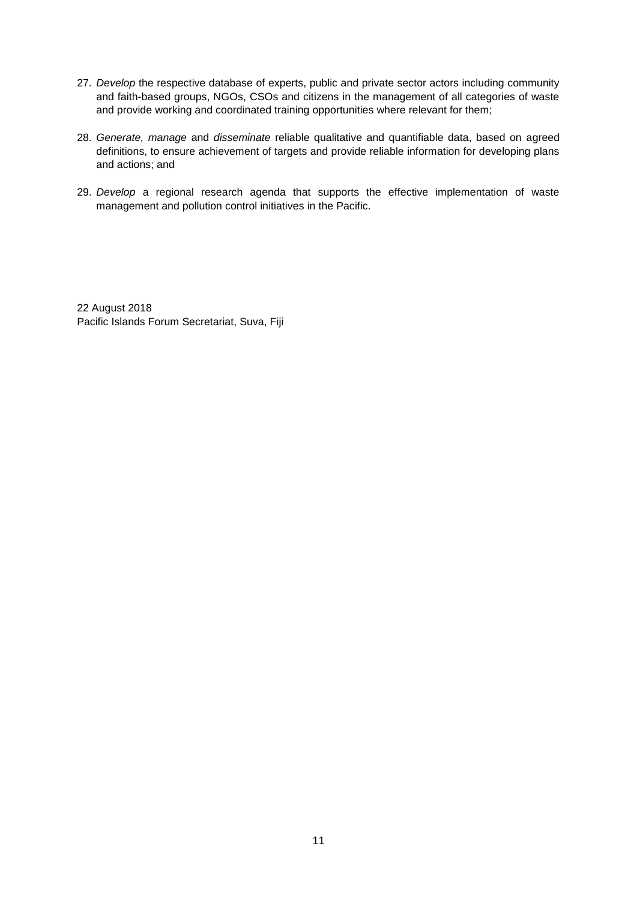27. *Develop* the respective database of experts, public and private sector actors including community and faith-based groups, NGOs, CSOs and citizens in the management of all categories of waste and provide working and coordinated training opportunities where relevant for them;

28. *Generate, manage* and *disseminate* reliable qualitative and quantifiable data, based on agreed definitions, to ensure achievement of targets and provide reliable information for developing plans and actions; and

29. *Develop* a regional research agenda that supports the effective implementation of waste management and pollution control initiatives in the Pacific.

22 August 2018
Pacific Islands Forum Secretariat, Suva, Fiji